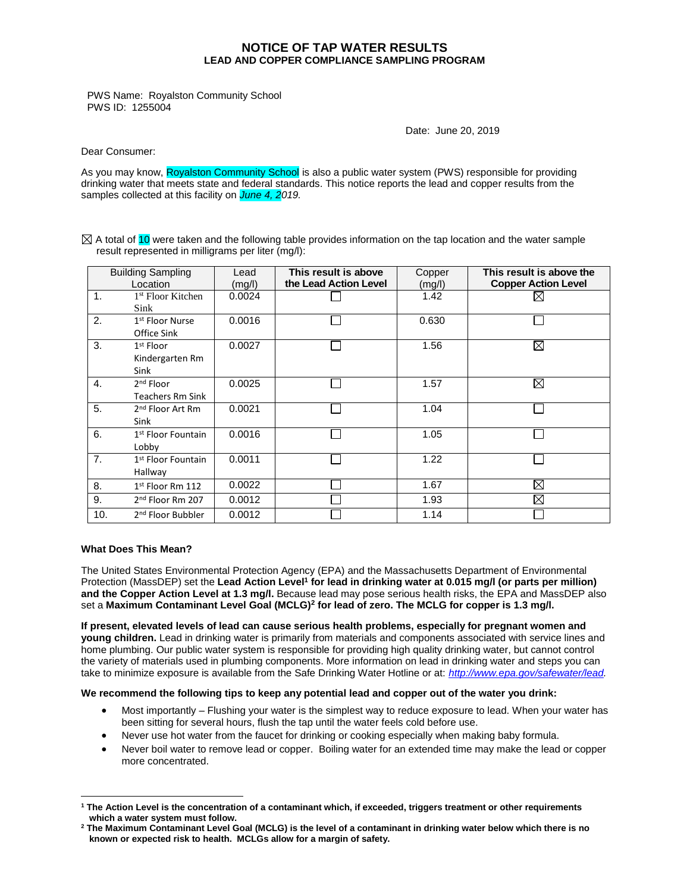# NOTICE OF TAP WATER RESULTS

## LEAD AND COPPER COMPLIANCE SAMPLING PROGRAM

PWS Name: Royalston Community School
PWS ID: 1255004

Date: June 20, 2019

Dear Consumer:

As you may know, Royalston Community School is also a public water system (PWS) responsible for providing drinking water that meets state and federal standards. This notice reports the lead and copper results from the samples collected at this facility on *June 4, 2019.*

☒ A total of 10 were taken and the following table provides information on the tap location and the water sample result represented in milligrams per liter (mg/l):

| Building Sampling Location | | Lead (mg/l) | **This result is above the Lead Action Level** | Copper (mg/l) | **This result is above the Copper Action Level** |
|---|---|---|---|---|---|
| 1. | 1st Floor Kitchen Sink | 0.0024 | ☐ | 1.42 | ☒ |
| 2. | 1st Floor Nurse Office Sink | 0.0016 | ☐ | 0.630 | ☐ |
| 3. | 1st Floor Kindergarten Rm Sink | 0.0027 | ☐ | 1.56 | ☒ |
| 4. | 2nd Floor Teachers Rm Sink | 0.0025 | ☐ | 1.57 | ☒ |
| 5. | 2nd Floor Art Rm Sink | 0.0021 | ☐ | 1.04 | ☐ |
| 6. | 1st Floor Fountain Lobby | 0.0016 | ☐ | 1.05 | ☐ |
| 7. | 1st Floor Fountain Hallway | 0.0011 | ☐ | 1.22 | ☐ |
| 8. | 1st Floor Rm 112 | 0.0022 | ☐ | 1.67 | ☒ |
| 9. | 2nd Floor Rm 207 | 0.0012 | ☐ | 1.93 | ☒ |
| 10. | 2nd Floor Bubbler | 0.0012 | ☐ | 1.14 | ☐ |

**What Does This Mean?**

The United States Environmental Protection Agency (EPA) and the Massachusetts Department of Environmental Protection (MassDEP) set the **Lead Action Level[1] for lead in drinking water at 0.015 mg/l (or parts per million) and the Copper Action Level at 1.3 mg/l.** Because lead may pose serious health risks, the EPA and MassDEP also set a **Maximum Contaminant Level Goal (MCLG)[2] for lead of zero. The MCLG for copper is 1.3 mg/l.**

**If present, elevated levels of lead can cause serious health problems, especially for pregnant women and young children.** Lead in drinking water is primarily from materials and components associated with service lines and home plumbing. Our public water system is responsible for providing high quality drinking water, but cannot control the variety of materials used in plumbing components. More information on lead in drinking water and steps you can take to minimize exposure is available from the Safe Drinking Water Hotline or at: *http://www.epa.gov/safewater/lead.*

**We recommend the following tips to keep any potential lead and copper out of the water you drink:**

- Most importantly – Flushing your water is the simplest way to reduce exposure to lead. When your water has been sitting for several hours, flush the tap until the water feels cold before use.
- Never use hot water from the faucet for drinking or cooking especially when making baby formula.
- Never boil water to remove lead or copper. Boiling water for an extended time may make the lead or copper more concentrated.

---

**[1] The Action Level is the concentration of a contaminant which, if exceeded, triggers treatment or other requirements which a water system must follow.**

**[2] The Maximum Contaminant Level Goal (MCLG) is the level of a contaminant in drinking water below which there is no known or expected risk to health. MCLGs allow for a margin of safety.**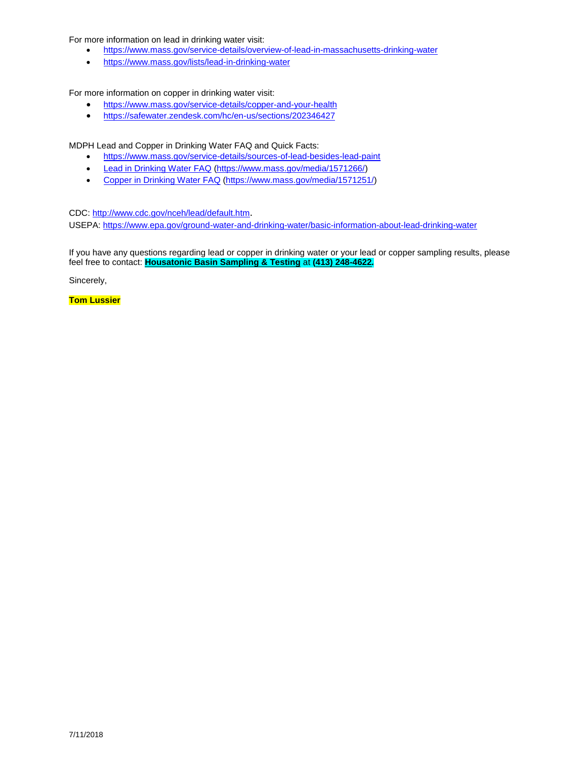For more information on lead in drinking water visit:

- https://www.mass.gov/service-details/overview-of-lead-in-massachusetts-drinking-water
- https://www.mass.gov/lists/lead-in-drinking-water

For more information on copper in drinking water visit:

- https://www.mass.gov/service-details/copper-and-your-health
- https://safewater.zendesk.com/hc/en-us/sections/202346427

MDPH Lead and Copper in Drinking Water FAQ and Quick Facts:

- https://www.mass.gov/service-details/sources-of-lead-besides-lead-paint
- Lead in Drinking Water FAQ (https://www.mass.gov/media/1571266/)
- Copper in Drinking Water FAQ (https://www.mass.gov/media/1571251/)

CDC: http://www.cdc.gov/nceh/lead/default.htm.

USEPA: https://www.epa.gov/ground-water-and-drinking-water/basic-information-about-lead-drinking-water

If you have any questions regarding lead or copper in drinking water or your lead or copper sampling results, please feel free to contact: **Housatonic Basin Sampling & Testing** at **(413) 248-4622**.

Sincerely,

**Tom Lussier**

7/11/2018